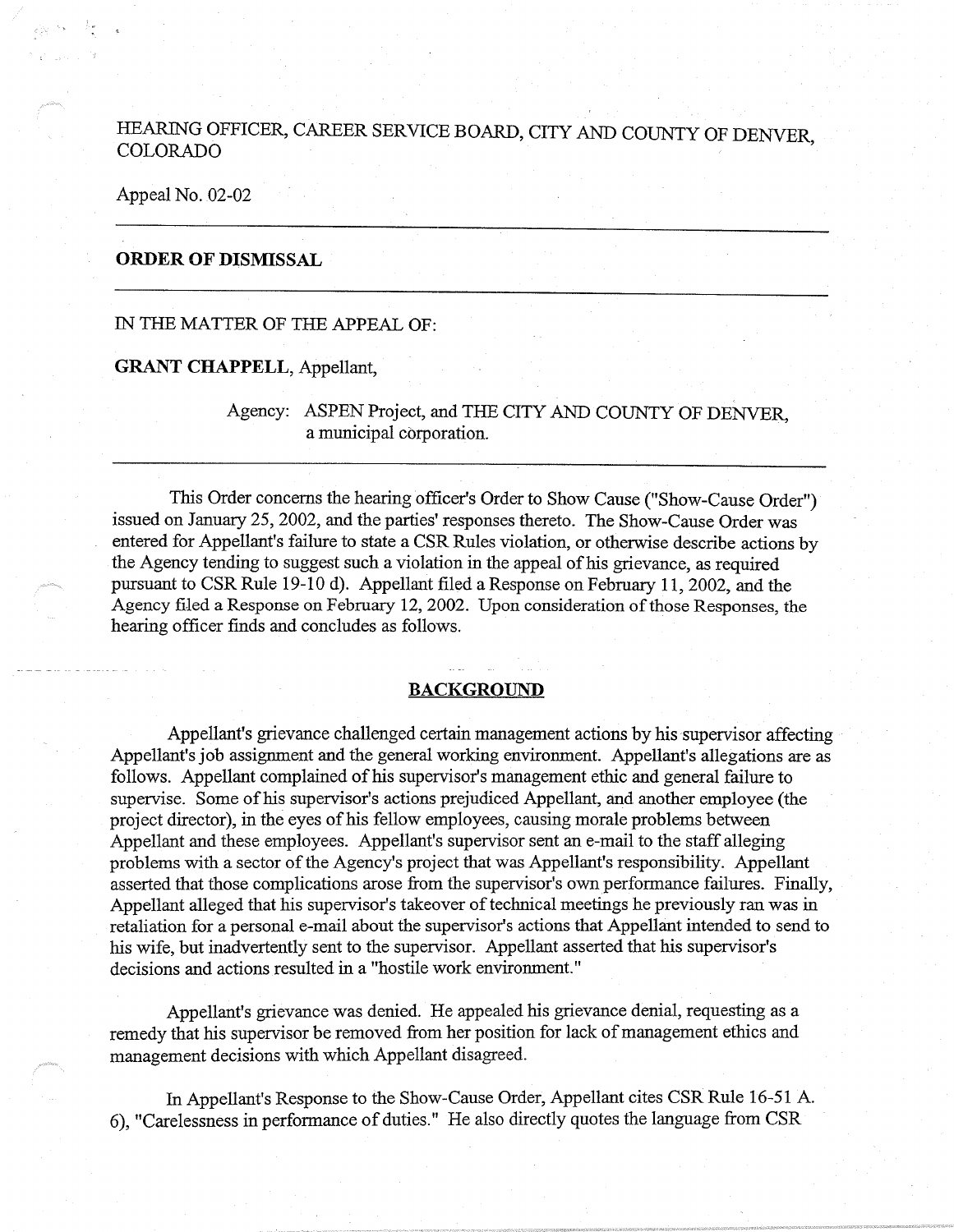HEARING OFFICER, CAREER SERVICE BOARD, CITY AND COUNTY OF DENVER, COLORADO

Appeal No. 02-02

---

**ORDER OF DISMISSAL**

---

IN THE MATTER OF THE APPEAL OF:

**GRANT CHAPPELL**, Appellant,

Agency: ASPEN Project, and THE CITY AND COUNTY OF DENVER, a municipal corporation.

---

This Order concerns the hearing officer's Order to Show Cause ("Show-Cause Order") issued on January 25, 2002, and the parties' responses thereto. The Show-Cause Order was entered for Appellant's failure to state a CSR Rules violation, or otherwise describe actions by the Agency tending to suggest such a violation in the appeal of his grievance, as required pursuant to CSR Rule 19-10 d). Appellant filed a Response on February 11, 2002, and the Agency filed a Response on February 12, 2002. Upon consideration of those Responses, the hearing officer finds and concludes as follows.

## BACKGROUND

Appellant's grievance challenged certain management actions by his supervisor affecting Appellant's job assignment and the general working environment. Appellant's allegations are as follows. Appellant complained of his supervisor's management ethic and general failure to supervise. Some of his supervisor's actions prejudiced Appellant, and another employee (the project director), in the eyes of his fellow employees, causing morale problems between Appellant and these employees. Appellant's supervisor sent an e-mail to the staff alleging problems with a sector of the Agency's project that was Appellant's responsibility. Appellant asserted that those complications arose from the supervisor's own performance failures. Finally, Appellant alleged that his supervisor's takeover of technical meetings he previously ran was in retaliation for a personal e-mail about the supervisor's actions that Appellant intended to send to his wife, but inadvertently sent to the supervisor. Appellant asserted that his supervisor's decisions and actions resulted in a "hostile work environment."

Appellant's grievance was denied. He appealed his grievance denial, requesting as a remedy that his supervisor be removed from her position for lack of management ethics and management decisions with which Appellant disagreed.

In Appellant's Response to the Show-Cause Order, Appellant cites CSR Rule 16-51 A. 6), "Carelessness in performance of duties." He also directly quotes the language from CSR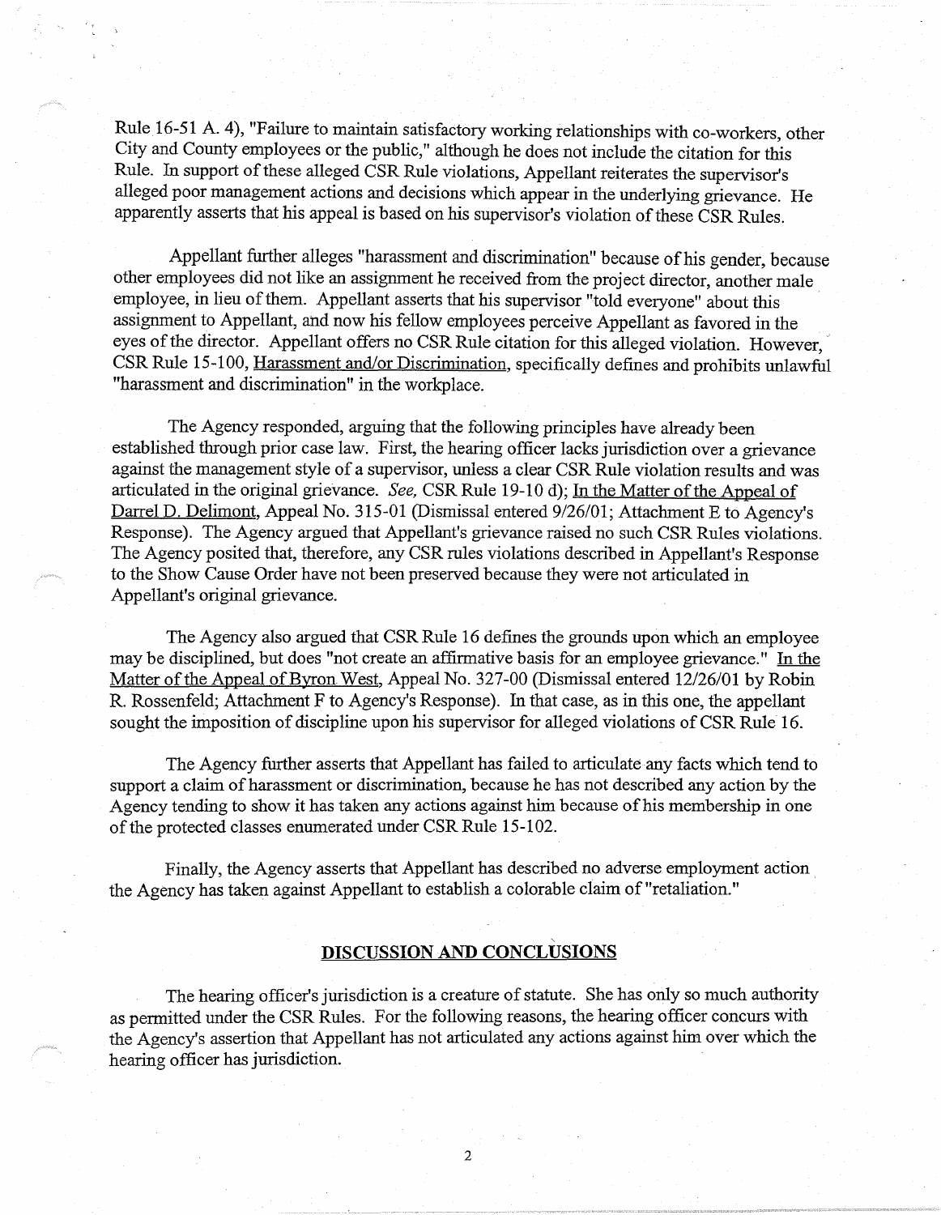Rule 16-51 A. 4), "Failure to maintain satisfactory working relationships with co-workers, other City and County employees or the public," although he does not include the citation for this Rule. In support of these alleged CSR Rule violations, Appellant reiterates the supervisor's alleged poor management actions and decisions which appear in the underlying grievance. He apparently asserts that his appeal is based on his supervisor's violation of these CSR Rules.

Appellant further alleges "harassment and discrimination" because of his gender, because other employees did not like an assignment he received from the project director, another male employee, in lieu of them. Appellant asserts that his supervisor "told everyone" about this assignment to Appellant, and now his fellow employees perceive Appellant as favored in the eyes of the director. Appellant offers no CSR Rule citation for this alleged violation. However, CSR Rule 15-100, Harassment and/or Discrimination, specifically defines and prohibits unlawful "harassment and discrimination" in the workplace.

The Agency responded, arguing that the following principles have already been established through prior case law. First, the hearing officer lacks jurisdiction over a grievance against the management style of a supervisor, unless a clear CSR Rule violation results and was articulated in the original grievance. *See,* CSR Rule 19-10 d); In the Matter of the Appeal of Darrel D. Delimont, Appeal No. 315-01 (Dismissal entered 9/26/01; Attachment E to Agency's Response). The Agency argued that Appellant's grievance raised no such CSR Rules violations. The Agency posited that, therefore, any CSR rules violations described in Appellant's Response to the Show Cause Order have not been preserved because they were not articulated in Appellant's original grievance.

The Agency also argued that CSR Rule 16 defines the grounds upon which an employee may be disciplined, but does "not create an affirmative basis for an employee grievance." In the Matter of the Appeal of Byron West, Appeal No. 327-00 (Dismissal entered 12/26/01 by Robin R. Rossenfeld; Attachment F to Agency's Response). In that case, as in this one, the appellant sought the imposition of discipline upon his supervisor for alleged violations of CSR Rule 16.

The Agency further asserts that Appellant has failed to articulate any facts which tend to support a claim of harassment or discrimination, because he has not described any action by the Agency tending to show it has taken any actions against him because of his membership in one of the protected classes enumerated under CSR Rule 15-102.

Finally, the Agency asserts that Appellant has described no adverse employment action the Agency has taken against Appellant to establish a colorable claim of "retaliation."

## DISCUSSION AND CONCLUSIONS

The hearing officer's jurisdiction is a creature of statute. She has only so much authority as permitted under the CSR Rules. For the following reasons, the hearing officer concurs with the Agency's assertion that Appellant has not articulated any actions against him over which the hearing officer has jurisdiction.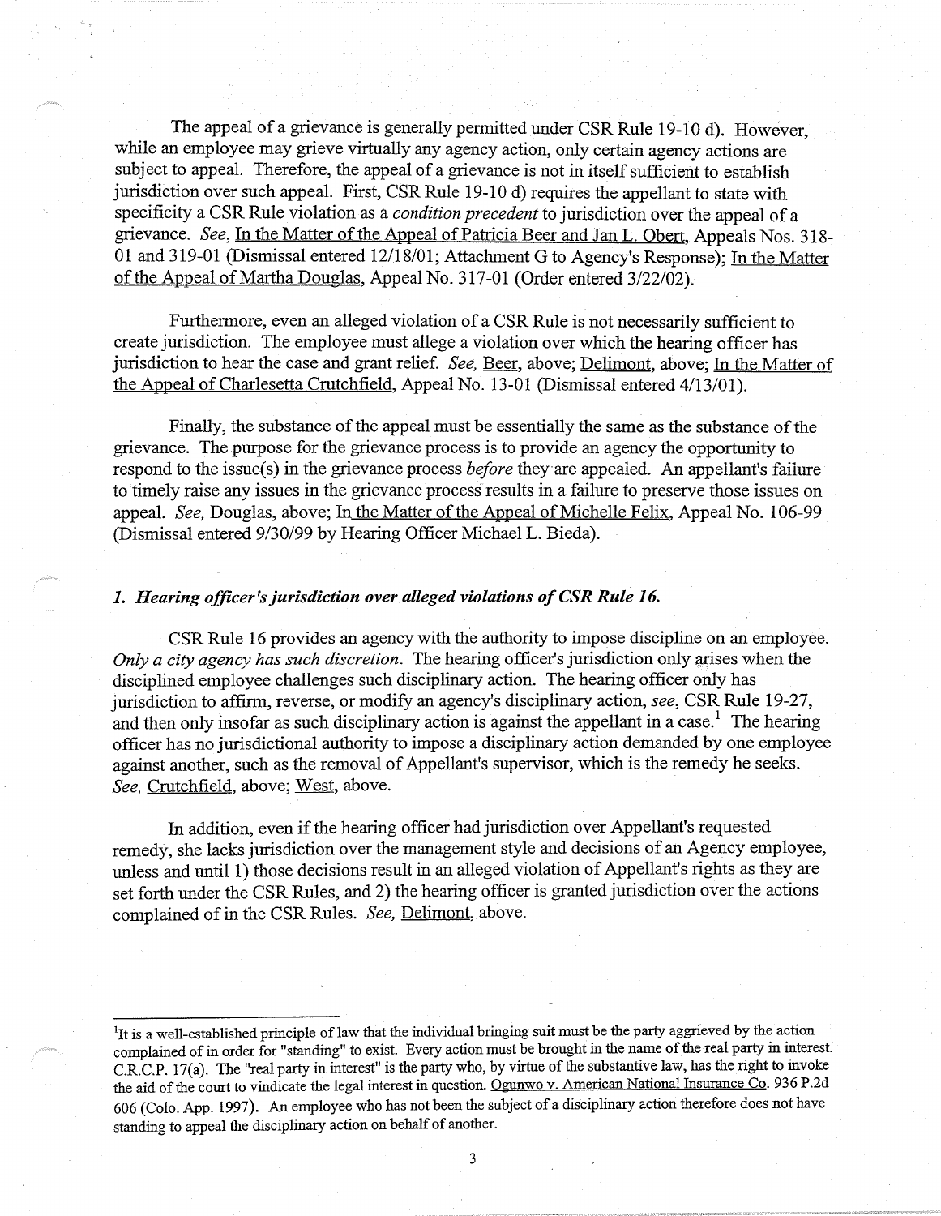The appeal of a grievance is generally permitted under CSR Rule 19-10 d). However, while an employee may grieve virtually any agency action, only certain agency actions are subject to appeal. Therefore, the appeal of a grievance is not in itself sufficient to establish jurisdiction over such appeal. First, CSR Rule 19-10 d) requires the appellant to state with specificity a CSR Rule violation as a *condition precedent* to jurisdiction over the appeal of a grievance. *See*, In the Matter of the Appeal of Patricia Beer and Jan L. Obert, Appeals Nos. 318-01 and 319-01 (Dismissal entered 12/18/01; Attachment G to Agency's Response); In the Matter of the Appeal of Martha Douglas, Appeal No. 317-01 (Order entered 3/22/02).

Furthermore, even an alleged violation of a CSR Rule is not necessarily sufficient to create jurisdiction. The employee must allege a violation over which the hearing officer has jurisdiction to hear the case and grant relief. *See*, Beer, above; Delimont, above; In the Matter of the Appeal of Charlesetta Crutchfield, Appeal No. 13-01 (Dismissal entered 4/13/01).

Finally, the substance of the appeal must be essentially the same as the substance of the grievance. The purpose for the grievance process is to provide an agency the opportunity to respond to the issue(s) in the grievance process *before* they are appealed. An appellant's failure to timely raise any issues in the grievance process results in a failure to preserve those issues on appeal. *See*, Douglas, above; In the Matter of the Appeal of Michelle Felix, Appeal No. 106-99 (Dismissal entered 9/30/99 by Hearing Officer Michael L. Bieda).

### *1. Hearing officer's jurisdiction over alleged violations of CSR Rule 16.*

CSR Rule 16 provides an agency with the authority to impose discipline on an employee. *Only a city agency has such discretion.* The hearing officer's jurisdiction only arises when the disciplined employee challenges such disciplinary action. The hearing officer only has jurisdiction to affirm, reverse, or modify an agency's disciplinary action, *see*, CSR Rule 19-27, and then only insofar as such disciplinary action is against the appellant in a case.[1] The hearing officer has no jurisdictional authority to impose a disciplinary action demanded by one employee against another, such as the removal of Appellant's supervisor, which is the remedy he seeks. *See*, Crutchfield, above; West, above.

In addition, even if the hearing officer had jurisdiction over Appellant's requested remedy, she lacks jurisdiction over the management style and decisions of an Agency employee, unless and until 1) those decisions result in an alleged violation of Appellant's rights as they are set forth under the CSR Rules, and 2) the hearing officer is granted jurisdiction over the actions complained of in the CSR Rules. *See*, Delimont, above.

---

[1] It is a well-established principle of law that the individual bringing suit must be the party aggrieved by the action complained of in order for "standing" to exist. Every action must be brought in the name of the real party in interest. C.R.C.P. 17(a). The "real party in interest" is the party who, by virtue of the substantive law, has the right to invoke the aid of the court to vindicate the legal interest in question. Ogunwo v. American National Insurance Co. 936 P.2d 606 (Colo. App. 1997). An employee who has not been the subject of a disciplinary action therefore does not have standing to appeal the disciplinary action on behalf of another.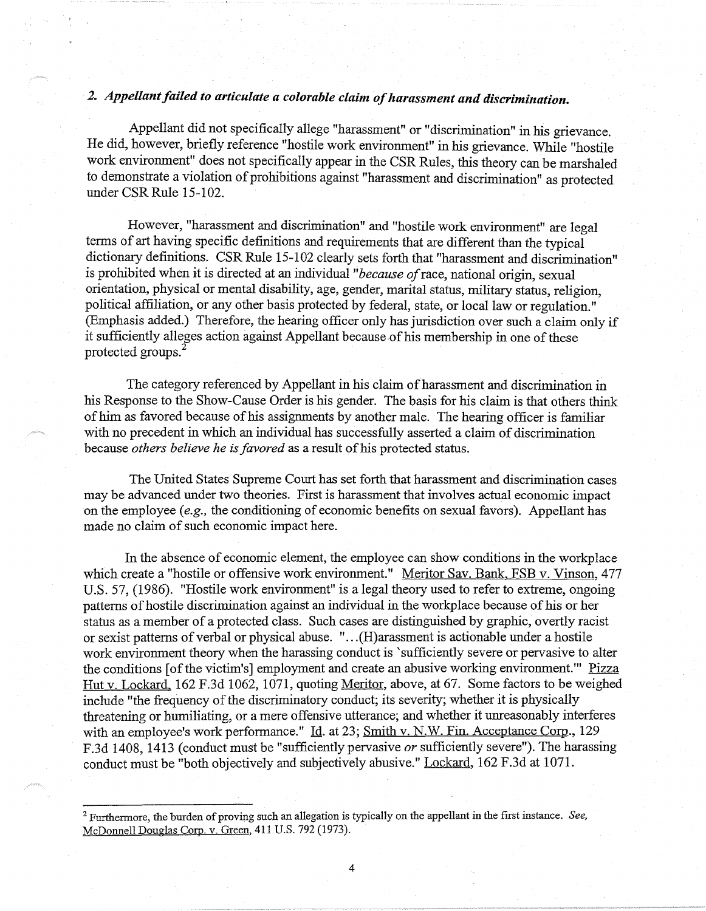## 2. *Appellant failed to articulate a colorable claim of harassment and discrimination.*

Appellant did not specifically allege "harassment" or "discrimination" in his grievance. He did, however, briefly reference "hostile work environment" in his grievance. While "hostile work environment" does not specifically appear in the CSR Rules, this theory can be marshaled to demonstrate a violation of prohibitions against "harassment and discrimination" as protected under CSR Rule 15-102.

However, "harassment and discrimination" and "hostile work environment" are legal terms of art having specific definitions and requirements that are different than the typical dictionary definitions. CSR Rule 15-102 clearly sets forth that "harassment and discrimination" is prohibited when it is directed at an individual "*because of* race, national origin, sexual orientation, physical or mental disability, age, gender, marital status, military status, religion, political affiliation, or any other basis protected by federal, state, or local law or regulation." (Emphasis added.) Therefore, the hearing officer only has jurisdiction over such a claim only if it sufficiently alleges action against Appellant because of his membership in one of these protected groups.[2]

The category referenced by Appellant in his claim of harassment and discrimination in his Response to the Show-Cause Order is his gender. The basis for his claim is that others think of him as favored because of his assignments by another male. The hearing officer is familiar with no precedent in which an individual has successfully asserted a claim of discrimination because *others believe he is favored* as a result of his protected status.

The United States Supreme Court has set forth that harassment and discrimination cases may be advanced under two theories. First is harassment that involves actual economic impact on the employee (*e.g.,* the conditioning of economic benefits on sexual favors). Appellant has made no claim of such economic impact here.

In the absence of economic element, the employee can show conditions in the workplace which create a "hostile or offensive work environment." Meritor Sav. Bank, FSB v. Vinson, 477 U.S. 57, (1986). "Hostile work environment" is a legal theory used to refer to extreme, ongoing patterns of hostile discrimination against an individual in the workplace because of his or her status as a member of a protected class. Such cases are distinguished by graphic, overtly racist or sexist patterns of verbal or physical abuse. "...(H)arassment is actionable under a hostile work environment theory when the harassing conduct is 'sufficiently severe or pervasive to alter the conditions [of the victim's] employment and create an abusive working environment.'" Pizza Hut v. Lockard, 162 F.3d 1062, 1071, quoting Meritor, above, at 67. Some factors to be weighed include "the frequency of the discriminatory conduct; its severity; whether it is physically threatening or humiliating, or a mere offensive utterance; and whether it unreasonably interferes with an employee's work performance." Id. at 23; Smith v. N.W. Fin. Acceptance Corp., 129 F.3d 1408, 1413 (conduct must be "sufficiently pervasive *or* sufficiently severe"). The harassing conduct must be "both objectively and subjectively abusive." Lockard, 162 F.3d at 1071.

[2] Furthermore, the burden of proving such an allegation is typically on the appellant in the first instance. *See,* McDonnell Douglas Corp. v. Green, 411 U.S. 792 (1973).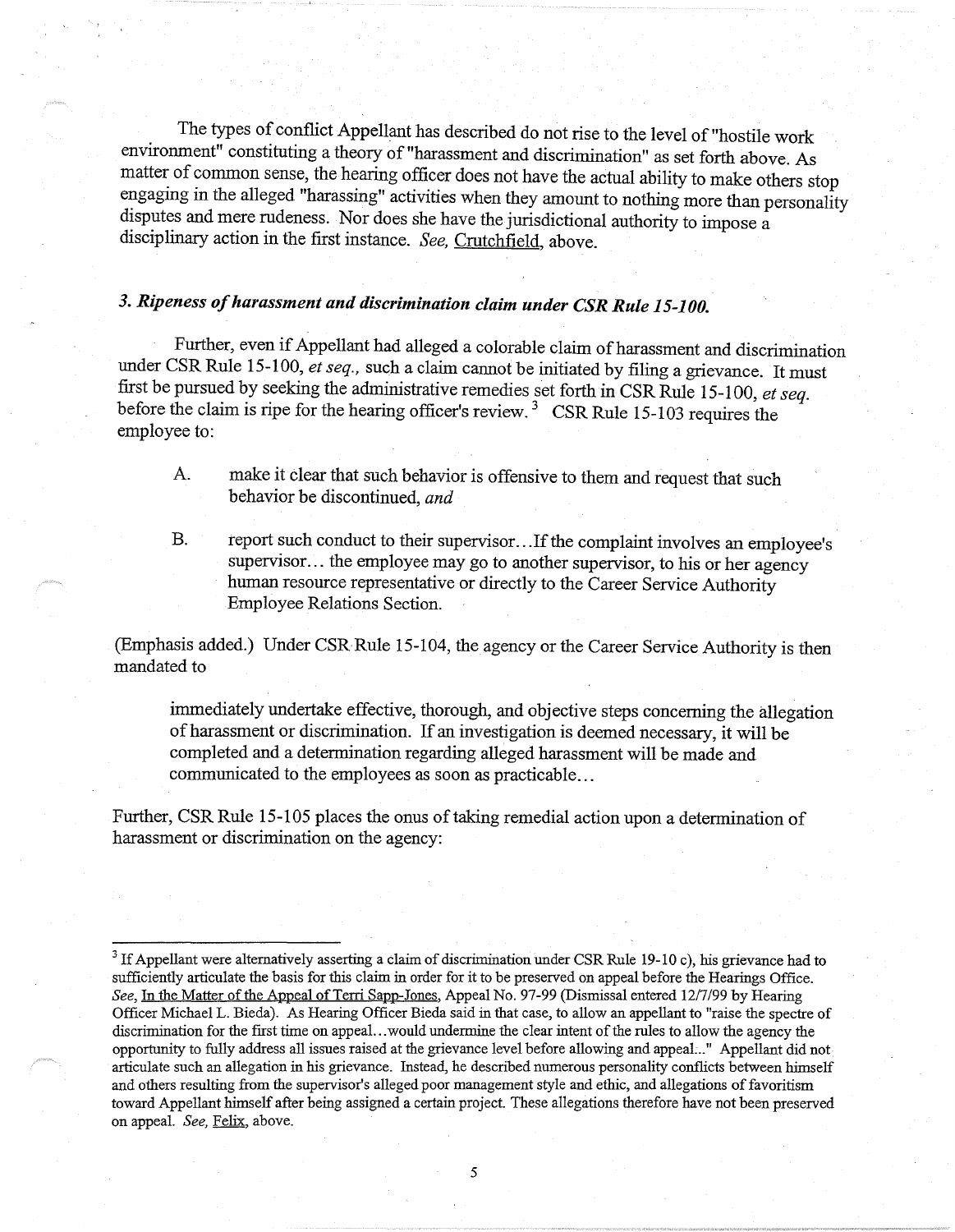The types of conflict Appellant has described do not rise to the level of "hostile work environment" constituting a theory of "harassment and discrimination" as set forth above. As matter of common sense, the hearing officer does not have the actual ability to make others stop engaging in the alleged "harassing" activities when they amount to nothing more than personality disputes and mere rudeness. Nor does she have the jurisdictional authority to impose a disciplinary action in the first instance. *See,* Crutchfield, above.

### *3. Ripeness of harassment and discrimination claim under CSR Rule 15-100.*

Further, even if Appellant had alleged a colorable claim of harassment and discrimination under CSR Rule 15-100, *et seq.,* such a claim cannot be initiated by filing a grievance. It must first be pursued by seeking the administrative remedies set forth in CSR Rule 15-100, *et seq.* before the claim is ripe for the hearing officer's review.[3] CSR Rule 15-103 requires the employee to:

> A. make it clear that such behavior is offensive to them and request that such behavior be discontinued, *and*
>
> B. report such conduct to their supervisor...If the complaint involves an employee's supervisor... the employee may go to another supervisor, to his or her agency human resource representative or directly to the Career Service Authority Employee Relations Section.

(Emphasis added.) Under CSR Rule 15-104, the agency or the Career Service Authority is then mandated to

> immediately undertake effective, thorough, and objective steps concerning the allegation of harassment or discrimination. If an investigation is deemed necessary, it will be completed and a determination regarding alleged harassment will be made and communicated to the employees as soon as practicable...

Further, CSR Rule 15-105 places the onus of taking remedial action upon a determination of harassment or discrimination on the agency:

---

[3] If Appellant were alternatively asserting a claim of discrimination under CSR Rule 19-10 c), his grievance had to sufficiently articulate the basis for this claim in order for it to be preserved on appeal before the Hearings Office. *See,* In the Matter of the Appeal of Terri Sapp-Jones, Appeal No. 97-99 (Dismissal entered 12/7/99 by Hearing Officer Michael L. Bieda). As Hearing Officer Bieda said in that case, to allow an appellant to "raise the spectre of discrimination for the first time on appeal...would undermine the clear intent of the rules to allow the agency the opportunity to fully address all issues raised at the grievance level before allowing and appeal..." Appellant did not articulate such an allegation in his grievance. Instead, he described numerous personality conflicts between himself and others resulting from the supervisor's alleged poor management style and ethic, and allegations of favoritism toward Appellant himself after being assigned a certain project. These allegations therefore have not been preserved on appeal. *See,* Felix, above.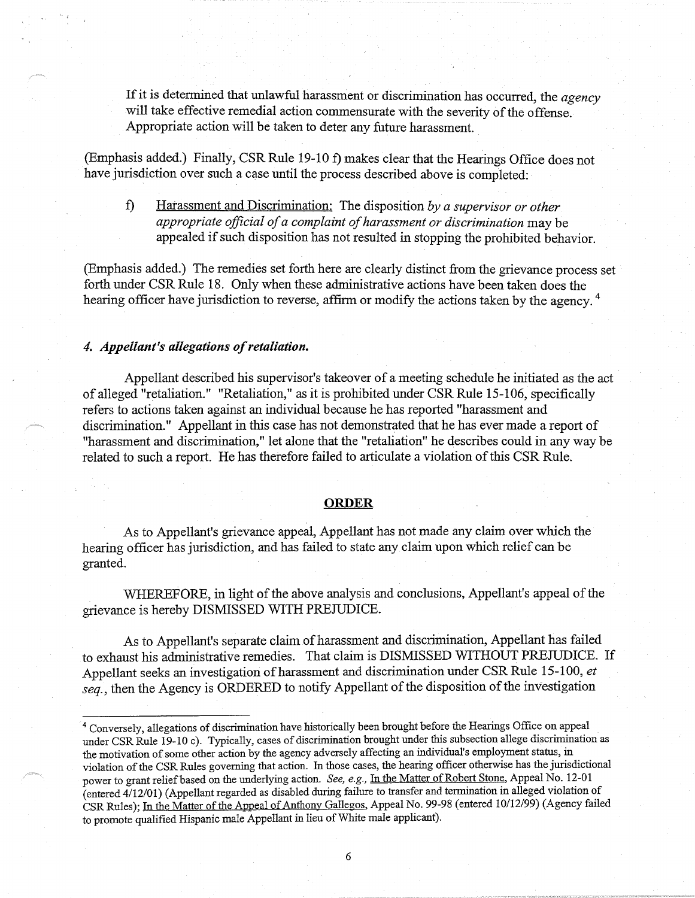> If it is determined that unlawful harassment or discrimination has occurred, the *agency* will take effective remedial action commensurate with the severity of the offense. Appropriate action will be taken to deter any future harassment.

(Emphasis added.) Finally, CSR Rule 19-10 f) makes clear that the Hearings Office does not have jurisdiction over such a case until the process described above is completed:

> f) Harassment and Discrimination: The disposition *by a supervisor or other appropriate official of a complaint of harassment or discrimination* may be appealed if such disposition has not resulted in stopping the prohibited behavior.

(Emphasis added.) The remedies set forth here are clearly distinct from the grievance process set forth under CSR Rule 18. Only when these administrative actions have been taken does the hearing officer have jurisdiction to reverse, affirm or modify the actions taken by the agency.[4]

#### *4. Appellant's allegations of retaliation.*

Appellant described his supervisor's takeover of a meeting schedule he initiated as the act of alleged "retaliation." "Retaliation," as it is prohibited under CSR Rule 15-106, specifically refers to actions taken against an individual because he has reported "harassment and discrimination." Appellant in this case has not demonstrated that he has ever made a report of "harassment and discrimination," let alone that the "retaliation" he describes could in any way be related to such a report. He has therefore failed to articulate a violation of this CSR Rule.

## ORDER

As to Appellant's grievance appeal, Appellant has not made any claim over which the hearing officer has jurisdiction, and has failed to state any claim upon which relief can be granted.

WHEREFORE, in light of the above analysis and conclusions, Appellant's appeal of the grievance is hereby DISMISSED WITH PREJUDICE.

As to Appellant's separate claim of harassment and discrimination, Appellant has failed to exhaust his administrative remedies. That claim is DISMISSED WITHOUT PREJUDICE. If Appellant seeks an investigation of harassment and discrimination under CSR Rule 15-100, *et seq.*, then the Agency is ORDERED to notify Appellant of the disposition of the investigation

---

[4] Conversely, allegations of discrimination have historically been brought before the Hearings Office on appeal under CSR Rule 19-10 c). Typically, cases of discrimination brought under this subsection allege discrimination as the motivation of some other action by the agency adversely affecting an individual's employment status, in violation of the CSR Rules governing that action. In those cases, the hearing officer otherwise has the jurisdictional power to grant relief based on the underlying action. *See, e.g.,* In the Matter of Robert Stone, Appeal No. 12-01 (entered 4/12/01) (Appellant regarded as disabled during failure to transfer and termination in alleged violation of CSR Rules); In the Matter of the Appeal of Anthony Gallegos, Appeal No. 99-98 (entered 10/12/99) (Agency failed to promote qualified Hispanic male Appellant in lieu of White male applicant).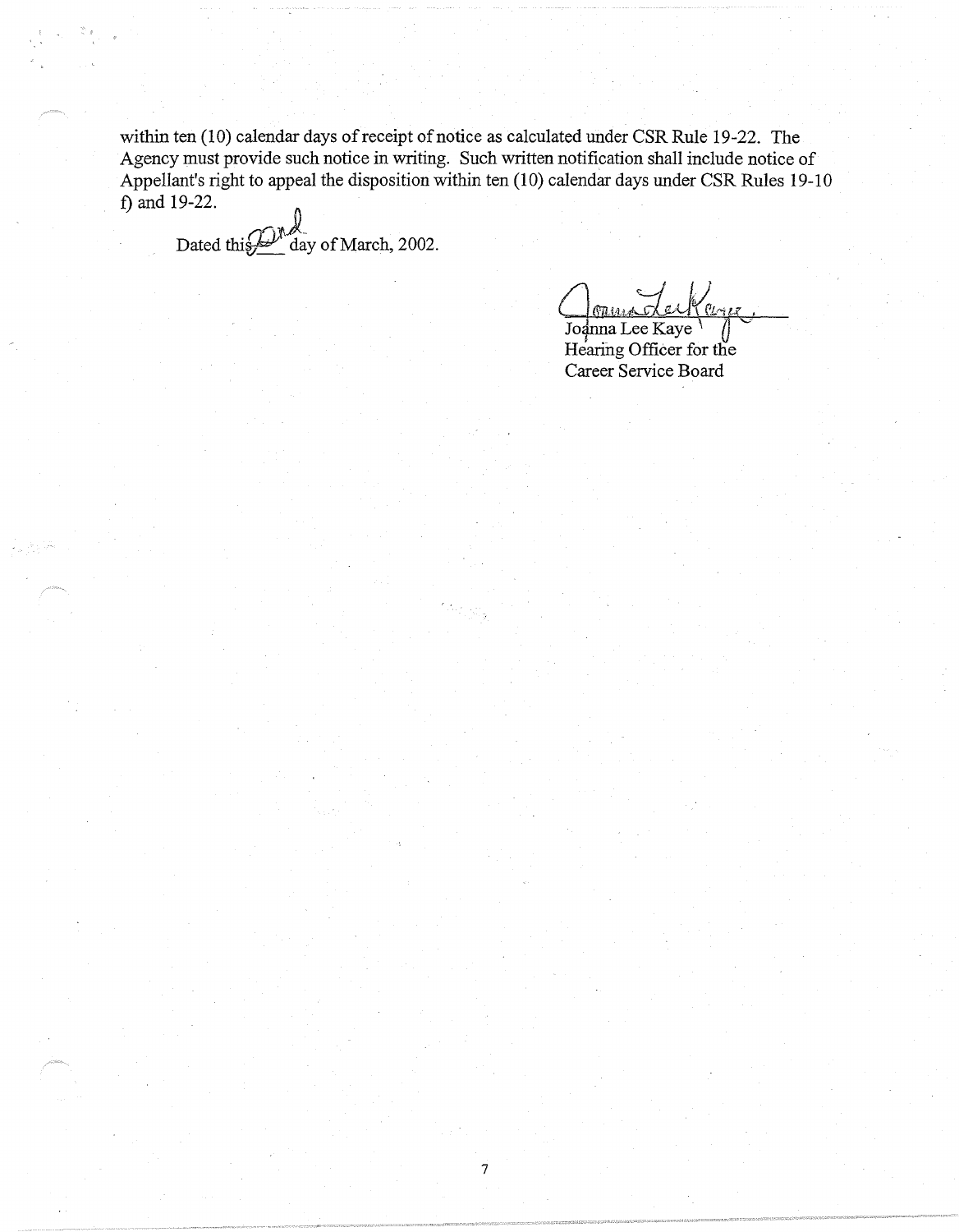within ten (10) calendar days of receipt of notice as calculated under CSR Rule 19-22. The Agency must provide such notice in writing. Such written notification shall include notice of Appellant's right to appeal the disposition within ten (10) calendar days under CSR Rules 19-10 f) and 19-22.

Dated this 22nd day of March, 2002.

Joanna Lee Kaye
Hearing Officer for the
Career Service Board